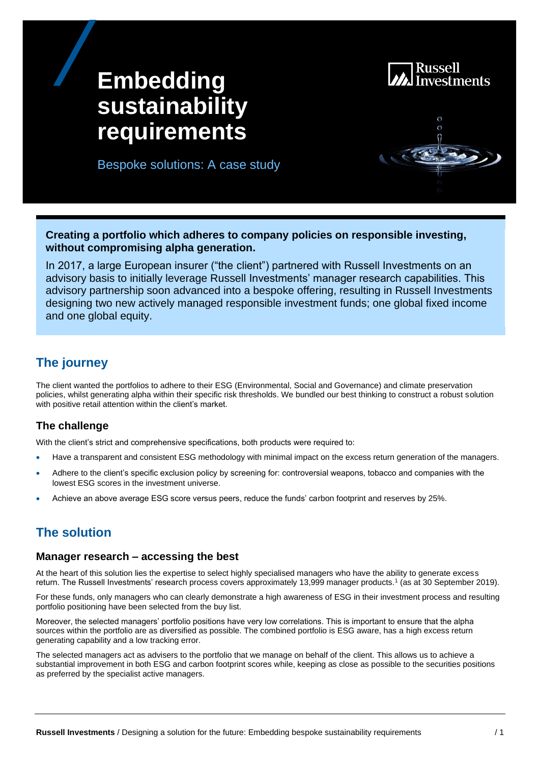# Embedding sustainability requirements

Bespoke solutions: A case study

**Creating a portfolio which adheres to company policies on responsible investing, without compromising alpha generation.**

In 2017, a large European insurer ("the client") partnered with Russell Investments on an advisory basis to initially leverage Russell Investments' manager research capabilities. This advisory partnership soon advanced into a bespoke offering, resulting in Russell Investments designing two new actively managed responsible investment funds; one global fixed income and one global equity.

## The journey

The client wanted the portfolios to adhere to their ESG (Environmental, Social and Governance) and climate preservation policies, whilst generating alpha within their specific risk thresholds. We bundled our best thinking to construct a robust solution with positive retail attention within the client's market.

### The challenge

With the client's strict and comprehensive specifications, both products were required to:

- Have a transparent and consistent ESG methodology with minimal impact on the excess return generation of the managers.
- Adhere to the client's specific exclusion policy by screening for: controversial weapons, tobacco and companies with the lowest ESG scores in the investment universe.
- Achieve an above average ESG score versus peers, reduce the funds' carbon footprint and reserves by 25%.

## The solution

### Manager research – accessing the best

At the heart of this solution lies the expertise to select highly specialised managers who have the ability to generate excess return. The Russell Investments' research process covers approximately 13,999 manager products.[1] (as at 30 September 2019).

For these funds, only managers who can clearly demonstrate a high awareness of ESG in their investment process and resulting portfolio positioning have been selected from the buy list.

Moreover, the selected managers' portfolio positions have very low correlations. This is important to ensure that the alpha sources within the portfolio are as diversified as possible. The combined portfolio is ESG aware, has a high excess return generating capability and a low tracking error.

The selected managers act as advisers to the portfolio that we manage on behalf of the client. This allows us to achieve a substantial improvement in both ESG and carbon footprint scores while, keeping as close as possible to the securities positions as preferred by the specialist active managers.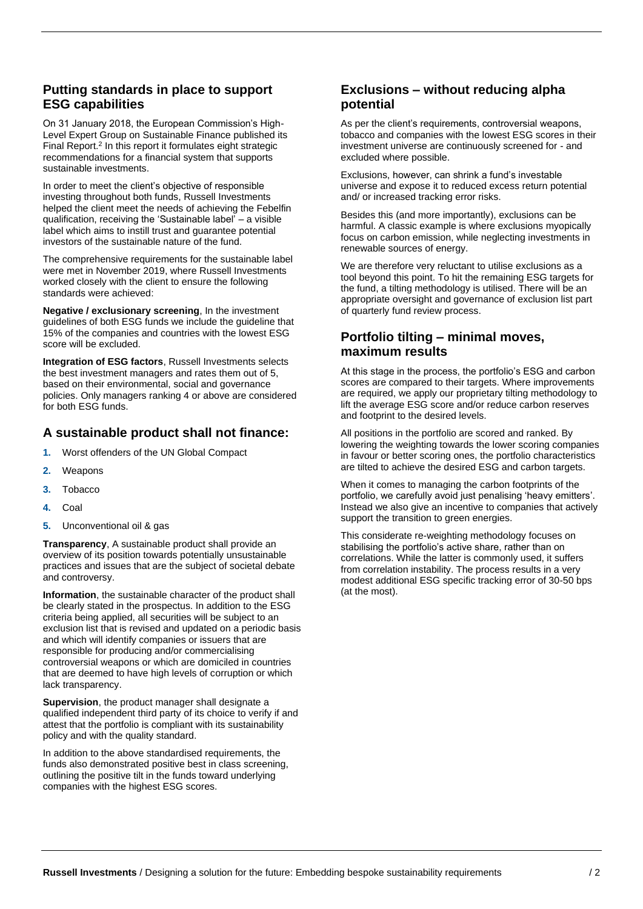## Putting standards in place to support ESG capabilities

On 31 January 2018, the European Commission's High-Level Expert Group on Sustainable Finance published its Final Report.[2] In this report it formulates eight strategic recommendations for a financial system that supports sustainable investments.

In order to meet the client's objective of responsible investing throughout both funds, Russell Investments helped the client meet the needs of achieving the Febelfin qualification, receiving the 'Sustainable label' – a visible label which aims to instill trust and guarantee potential investors of the sustainable nature of the fund.

The comprehensive requirements for the sustainable label were met in November 2019, where Russell Investments worked closely with the client to ensure the following standards were achieved:

**Negative / exclusionary screening**, In the investment guidelines of both ESG funds we include the guideline that 15% of the companies and countries with the lowest ESG score will be excluded.

**Integration of ESG factors**, Russell Investments selects the best investment managers and rates them out of 5, based on their environmental, social and governance policies. Only managers ranking 4 or above are considered for both ESG funds.

## A sustainable product shall not finance:

1. Worst offenders of the UN Global Compact
2. Weapons
3. Tobacco
4. Coal
5. Unconventional oil & gas

**Transparency**, A sustainable product shall provide an overview of its position towards potentially unsustainable practices and issues that are the subject of societal debate and controversy.

**Information**, the sustainable character of the product shall be clearly stated in the prospectus. In addition to the ESG criteria being applied, all securities will be subject to an exclusion list that is revised and updated on a periodic basis and which will identify companies or issuers that are responsible for producing and/or commercialising controversial weapons or which are domiciled in countries that are deemed to have high levels of corruption or which lack transparency.

**Supervision**, the product manager shall designate a qualified independent third party of its choice to verify if and attest that the portfolio is compliant with its sustainability policy and with the quality standard.

In addition to the above standardised requirements, the funds also demonstrated positive best in class screening, outlining the positive tilt in the funds toward underlying companies with the highest ESG scores.

## Exclusions – without reducing alpha potential

As per the client's requirements, controversial weapons, tobacco and companies with the lowest ESG scores in their investment universe are continuously screened for - and excluded where possible.

Exclusions, however, can shrink a fund's investable universe and expose it to reduced excess return potential and/ or increased tracking error risks.

Besides this (and more importantly), exclusions can be harmful. A classic example is where exclusions myopically focus on carbon emission, while neglecting investments in renewable sources of energy.

We are therefore very reluctant to utilise exclusions as a tool beyond this point. To hit the remaining ESG targets for the fund, a tilting methodology is utilised. There will be an appropriate oversight and governance of exclusion list part of quarterly fund review process.

## Portfolio tilting – minimal moves, maximum results

At this stage in the process, the portfolio's ESG and carbon scores are compared to their targets. Where improvements are required, we apply our proprietary tilting methodology to lift the average ESG score and/or reduce carbon reserves and footprint to the desired levels.

All positions in the portfolio are scored and ranked. By lowering the weighting towards the lower scoring companies in favour or better scoring ones, the portfolio characteristics are tilted to achieve the desired ESG and carbon targets.

When it comes to managing the carbon footprints of the portfolio, we carefully avoid just penalising 'heavy emitters'. Instead we also give an incentive to companies that actively support the transition to green energies.

This considerate re-weighting methodology focuses on stabilising the portfolio's active share, rather than on correlations. While the latter is commonly used, it suffers from correlation instability. The process results in a very modest additional ESG specific tracking error of 30-50 bps (at the most).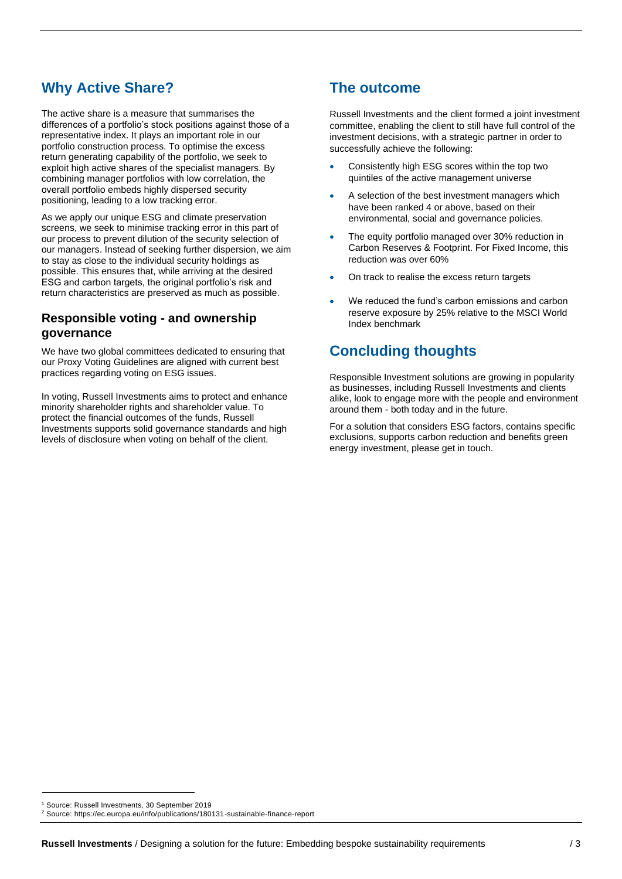## Why Active Share?

The active share is a measure that summarises the differences of a portfolio's stock positions against those of a representative index. It plays an important role in our portfolio construction process. To optimise the excess return generating capability of the portfolio, we seek to exploit high active shares of the specialist managers. By combining manager portfolios with low correlation, the overall portfolio embeds highly dispersed security positioning, leading to a low tracking error.

As we apply our unique ESG and climate preservation screens, we seek to minimise tracking error in this part of our process to prevent dilution of the security selection of our managers. Instead of seeking further dispersion, we aim to stay as close to the individual security holdings as possible. This ensures that, while arriving at the desired ESG and carbon targets, the original portfolio's risk and return characteristics are preserved as much as possible.

### Responsible voting - and ownership governance

We have two global committees dedicated to ensuring that our Proxy Voting Guidelines are aligned with current best practices regarding voting on ESG issues.

In voting, Russell Investments aims to protect and enhance minority shareholder rights and shareholder value. To protect the financial outcomes of the funds, Russell Investments supports solid governance standards and high levels of disclosure when voting on behalf of the client.

## The outcome

Russell Investments and the client formed a joint investment committee, enabling the client to still have full control of the investment decisions, with a strategic partner in order to successfully achieve the following:

- Consistently high ESG scores within the top two quintiles of the active management universe
- A selection of the best investment managers which have been ranked 4 or above, based on their environmental, social and governance policies.
- The equity portfolio managed over 30% reduction in Carbon Reserves & Footprint. For Fixed Income, this reduction was over 60%
- On track to realise the excess return targets
- We reduced the fund's carbon emissions and carbon reserve exposure by 25% relative to the MSCI World Index benchmark

## Concluding thoughts

Responsible Investment solutions are growing in popularity as businesses, including Russell Investments and clients alike, look to engage more with the people and environment around them - both today and in the future.

For a solution that considers ESG factors, contains specific exclusions, supports carbon reduction and benefits green energy investment, please get in touch.

[1] Source: Russell Investments, 30 September 2019
[2] Source: https://ec.europa.eu/info/publications/180131-sustainable-finance-report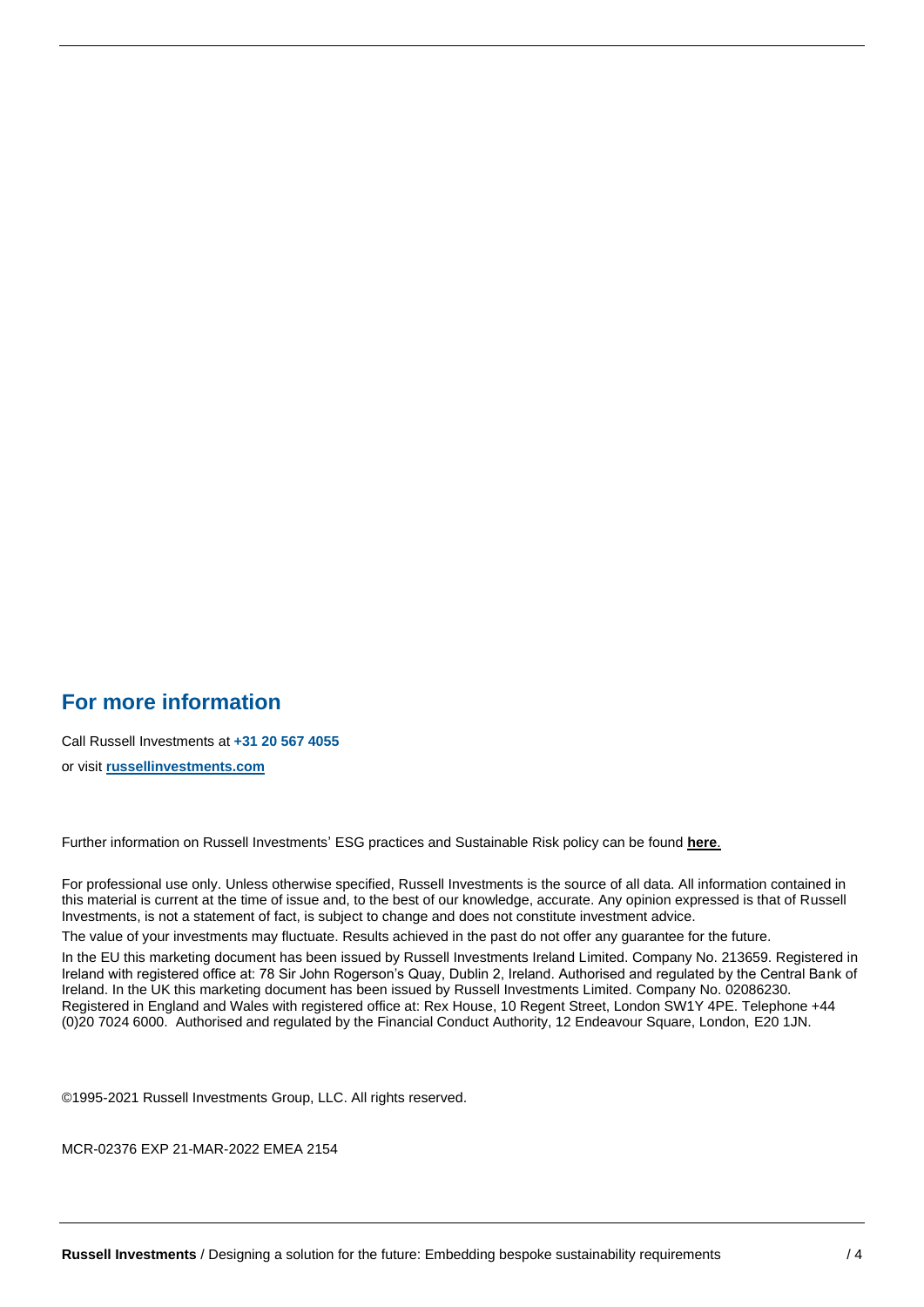## For more information

Call Russell Investments at **+31 20 567 4055**

or visit **russellinvestments.com**

Further information on Russell Investments' ESG practices and Sustainable Risk policy can be found **here**.

For professional use only. Unless otherwise specified, Russell Investments is the source of all data. All information contained in this material is current at the time of issue and, to the best of our knowledge, accurate. Any opinion expressed is that of Russell Investments, is not a statement of fact, is subject to change and does not constitute investment advice.

The value of your investments may fluctuate. Results achieved in the past do not offer any guarantee for the future.

In the EU this marketing document has been issued by Russell Investments Ireland Limited. Company No. 213659. Registered in Ireland with registered office at: 78 Sir John Rogerson's Quay, Dublin 2, Ireland. Authorised and regulated by the Central Bank of Ireland. In the UK this marketing document has been issued by Russell Investments Limited. Company No. 02086230. Registered in England and Wales with registered office at: Rex House, 10 Regent Street, London SW1Y 4PE. Telephone +44 (0)20 7024 6000. Authorised and regulated by the Financial Conduct Authority, 12 Endeavour Square, London, E20 1JN.

©1995-2021 Russell Investments Group, LLC. All rights reserved.

MCR-02376 EXP 21-MAR-2022 EMEA 2154